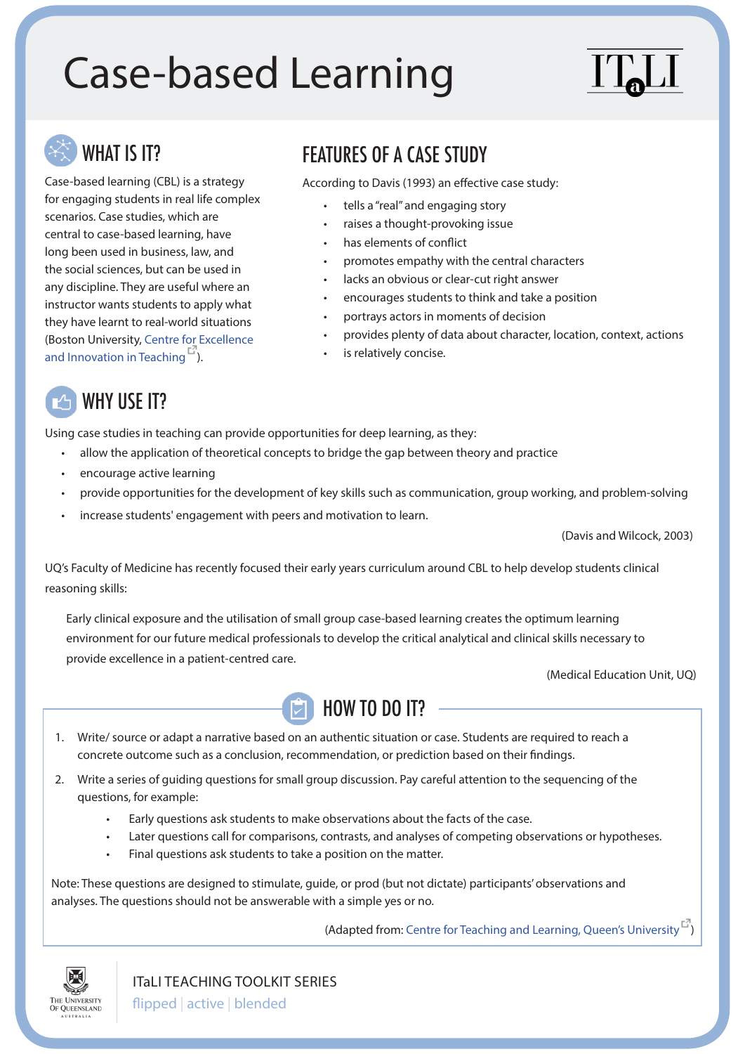# Case-based Learning

## WHAT IS IT?

Case-based learning (CBL) is a strategy for engaging students in real life complex scenarios. Case studies, which are central to case-based learning, have long been used in business, law, and the social sciences, but can be used in any discipline. They are useful where an instructor wants students to apply what they have learnt to real-world situations (Boston University, Centre for Excellence and Innovation in Teaching).

## FEATURES OF A CASE STUDY

According to Davis (1993) an effective case study:

- tells a "real" and engaging story
- raises a thought-provoking issue
- has elements of conflict
- promotes empathy with the central characters
- lacks an obvious or clear-cut right answer
- encourages students to think and take a position
- portrays actors in moments of decision
- provides plenty of data about character, location, context, actions
- is relatively concise.

## WHY USE IT?

Using case studies in teaching can provide opportunities for deep learning, as they:

- allow the application of theoretical concepts to bridge the gap between theory and practice
- encourage active learning
- provide opportunities for the development of key skills such as communication, group working, and problem-solving
- increase students' engagement with peers and motivation to learn.

(Davis and Wilcock, 2003)

UQ's Faculty of Medicine has recently focused their early years curriculum around CBL to help develop students clinical reasoning skills:

> Early clinical exposure and the utilisation of small group case-based learning creates the optimum learning environment for our future medical professionals to develop the critical analytical and clinical skills necessary to provide excellence in a patient-centred care.
>
> (Medical Education Unit, UQ)

## HOW TO DO IT?

1. Write/ source or adapt a narrative based on an authentic situation or case. Students are required to reach a concrete outcome such as a conclusion, recommendation, or prediction based on their findings.
2. Write a series of guiding questions for small group discussion. Pay careful attention to the sequencing of the questions, for example:
   - Early questions ask students to make observations about the facts of the case.
   - Later questions call for comparisons, contrasts, and analyses of competing observations or hypotheses.
   - Final questions ask students to take a position on the matter.

Note: These questions are designed to stimulate, guide, or prod (but not dictate) participants' observations and analyses. The questions should not be answerable with a simple yes or no.

(Adapted from: Centre for Teaching and Learning, Queen's University)

ITaLI TEACHING TOOLKIT SERIES

flipped | active | blended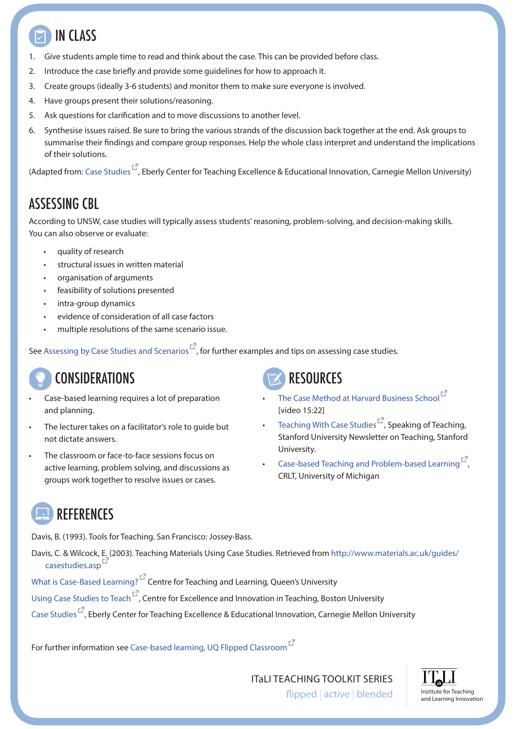## IN CLASS

1. Give students ample time to read and think about the case. This can be provided before class.
2. Introduce the case briefly and provide some guidelines for how to approach it.
3. Create groups (ideally 3-6 students) and monitor them to make sure everyone is involved.
4. Have groups present their solutions/reasoning.
5. Ask questions for clarification and to move discussions to another level.
6. Synthesise issues raised. Be sure to bring the various strands of the discussion back together at the end. Ask groups to summarise their findings and compare group responses. Help the whole class interpret and understand the implications of their solutions.

(Adapted from: Case Studies, Eberly Center for Teaching Excellence & Educational Innovation, Carnegie Mellon University)

## ASSESSING CBL

According to UNSW, case studies will typically assess students' reasoning, problem-solving, and decision-making skills. You can also observe or evaluate:

- quality of research
- structural issues in written material
- organisation of arguments
- feasibility of solutions presented
- intra-group dynamics
- evidence of consideration of all case factors
- multiple resolutions of the same scenario issue.

See Assessing by Case Studies and Scenarios, for further examples and tips on assessing case studies.

## CONSIDERATIONS

- Case-based learning requires a lot of preparation and planning.
- The lecturer takes on a facilitator's role to guide but not dictate answers.
- The classroom or face-to-face sessions focus on active learning, problem solving, and discussions as groups work together to resolve issues or cases.

## RESOURCES

- The Case Method at Harvard Business School [video 15:22]
- Teaching With Case Studies, Speaking of Teaching, Stanford University Newsletter on Teaching, Stanford University.
- Case-based Teaching and Problem-based Learning, CRLT, University of Michigan

## REFERENCES

Davis, B. (1993). Tools for Teaching. San Francisco: Jossey-Bass.

Davis, C. & Wilcock, E. (2003). Teaching Materials Using Case Studies. Retrieved from http://www.materials.ac.uk/guides/casestudies.asp

What is Case-Based Learning? Centre for Teaching and Learning, Queen's University

Using Case Studies to Teach, Centre for Excellence and Innovation in Teaching, Boston University

Case Studies, Eberly Center for Teaching Excellence & Educational Innovation, Carnegie Mellon University

For further information see Case-based learning, UQ Flipped Classroom

ITaLI TEACHING TOOLKIT SERIES
flipped | active | blended

ITaLI Institute for Teaching and Learning Innovation